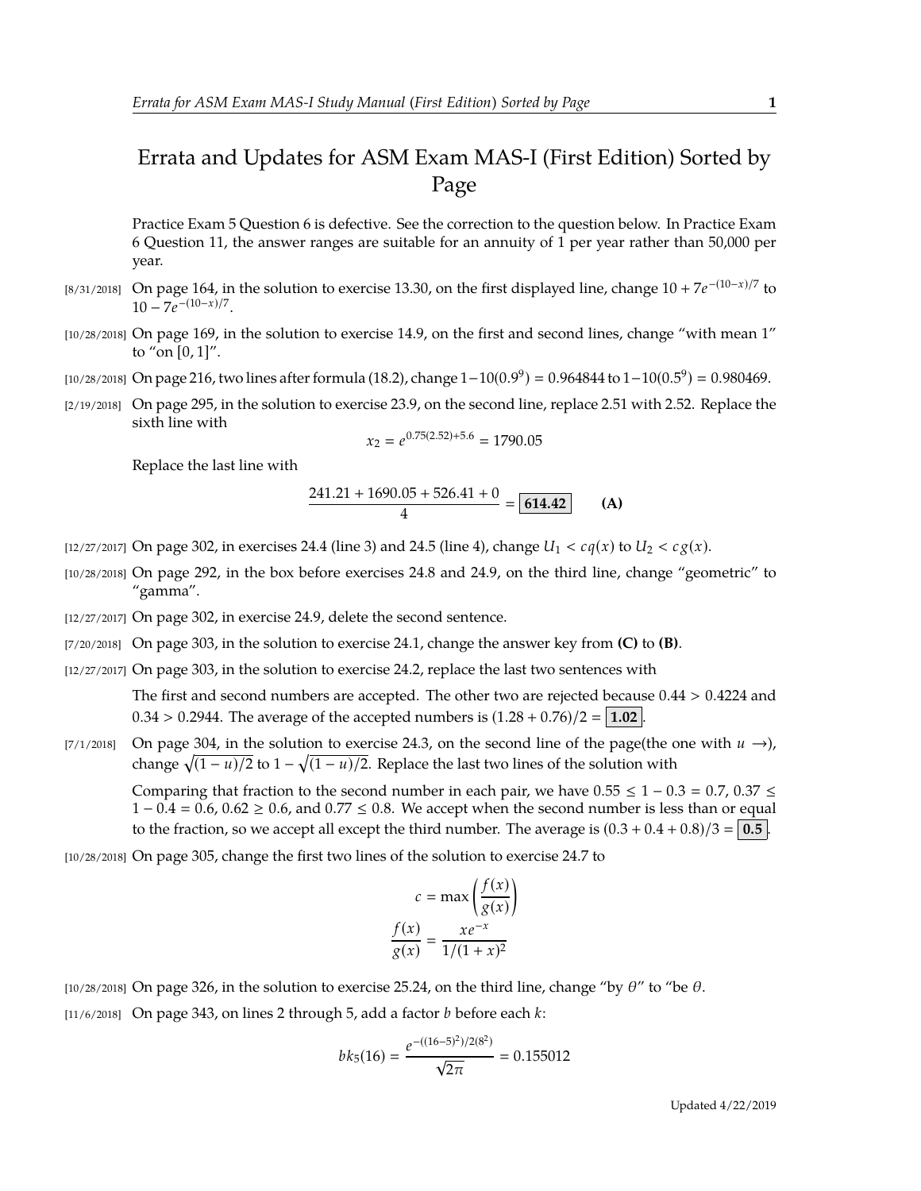# Errata and Updates for ASM Exam MAS-I (First Edition) Sorted by Page

Practice Exam 5 Question 6 is defective. See the correction to the question below. In Practice Exam 6 Question 11, the answer ranges are suitable for an annuity of 1 per year rather than 50,000 per year.

[8/31/2018] On page 164, in the solution to exercise 13.30, on the first displayed line, change $10 + 7e^{-(10-x)/7}$ to $10 - 7e^{-(10-x)/7}$.

[10/28/2018] On page 169, in the solution to exercise 14.9, on the first and second lines, change "with mean 1" to "on $[0, 1]$".

[10/28/2018] On page 216, two lines after formula (18.2), change $1-10(0.9^9) = 0.964844$ to $1-10(0.5^9) = 0.980469$.

[2/19/2018] On page 295, in the solution to exercise 23.9, on the second line, replace 2.51 with 2.52. Replace the sixth line with

$$x_2 = e^{0.75(2.52)+5.6} = 1790.05$$

Replace the last line with

$$\frac{241.21 + 1690.05 + 526.41 + 0}{4} = \boxed{614.42} \qquad \textbf{(A)}$$

[12/27/2017] On page 302, in exercises 24.4 (line 3) and 24.5 (line 4), change $U_1 < cq(x)$ to $U_2 < cg(x)$.

[10/28/2018] On page 292, in the box before exercises 24.8 and 24.9, on the third line, change "geometric" to "gamma".

[12/27/2017] On page 302, in exercise 24.9, delete the second sentence.

[7/20/2018] On page 303, in the solution to exercise 24.1, change the answer key from **(C)** to **(B)**.

[12/27/2017] On page 303, in the solution to exercise 24.2, replace the last two sentences with

The first and second numbers are accepted. The other two are rejected because $0.44 > 0.4224$ and $0.34 > 0.2944$. The average of the accepted numbers is $(1.28 + 0.76)/2 = \boxed{1.02}$.

[7/1/2018] On page 304, in the solution to exercise 24.3, on the second line of the page(the one with $u \rightarrow$), change $\sqrt{(1-u)/2}$ to $1 - \sqrt{(1-u)/2}$. Replace the last two lines of the solution with

Comparing that fraction to the second number in each pair, we have $0.55 \leq 1 - 0.3 = 0.7$, $0.37 \leq 1 - 0.4 = 0.6$, $0.62 \geq 0.6$, and $0.77 \leq 0.8$. We accept when the second number is less than or equal to the fraction, so we accept all except the third number. The average is $(0.3 + 0.4 + 0.8)/3 = \boxed{0.5}$.

[10/28/2018] On page 305, change the first two lines of the solution to exercise 24.7 to

$$c = \max\left(\frac{f(x)}{g(x)}\right)$$

$$\frac{f(x)}{g(x)} = \frac{xe^{-x}}{1/(1+x)^2}$$

[10/28/2018] On page 326, in the solution to exercise 25.24, on the third line, change "by $\theta$" to "be $\theta$.

[11/6/2018] On page 343, on lines 2 through 5, add a factor $b$ before each $k$:

$$bk_5(16) = \frac{e^{-((16-5)^2)/2(8^2)}}{\sqrt{2\pi}} = 0.155012$$

Updated 4/22/2019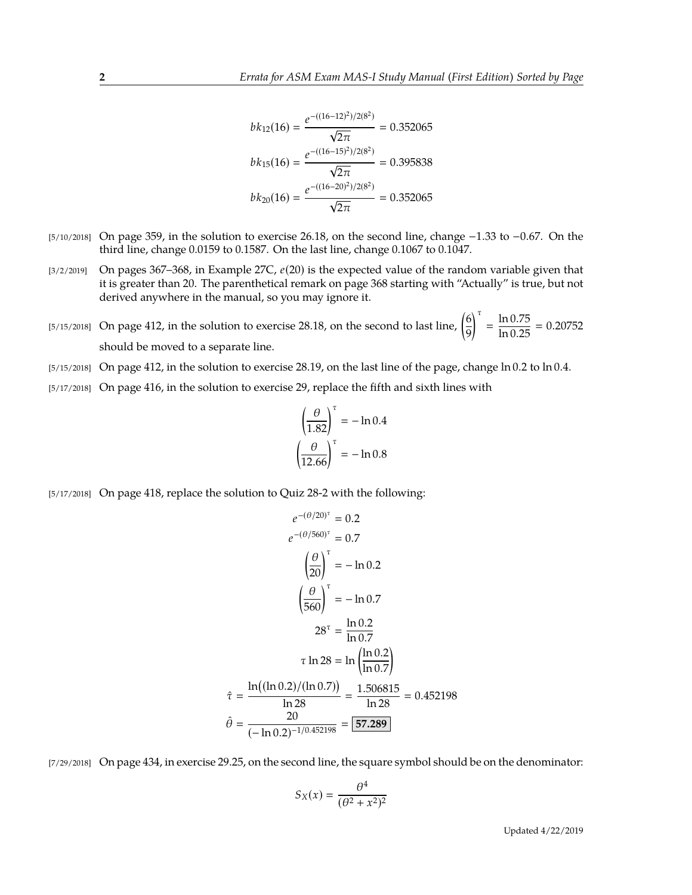$$bk_{12}(16) = \frac{e^{-((16-12)^2)/2(8^2)}}{\sqrt{2\pi}} = 0.352065$$

$$bk_{15}(16) = \frac{e^{-((16-15)^2)/2(8^2)}}{\sqrt{2\pi}} = 0.395838$$

$$bk_{20}(16) = \frac{e^{-((16-20)^2)/2(8^2)}}{\sqrt{2\pi}} = 0.352065$$

[5/10/2018] On page 359, in the solution to exercise 26.18, on the second line, change −1.33 to −0.67. On the third line, change 0.0159 to 0.1587. On the last line, change 0.1067 to 0.1047.

[3/2/2019] On pages 367–368, in Example 27C, $e(20)$ is the expected value of the random variable given that it is greater than 20. The parenthetical remark on page 368 starting with "Actually" is true, but not derived anywhere in the manual, so you may ignore it.

[5/15/2018] On page 412, in the solution to exercise 28.18, on the second to last line, $\left(\frac{6}{9}\right)^\tau = \frac{\ln 0.75}{\ln 0.25} = 0.20752$ should be moved to a separate line.

[5/15/2018] On page 412, in the solution to exercise 28.19, on the last line of the page, change ln 0.2 to ln 0.4.

[5/17/2018] On page 416, in the solution to exercise 29, replace the fifth and sixth lines with

$$\left(\frac{\theta}{1.82}\right)^\tau = -\ln 0.4$$

$$\left(\frac{\theta}{12.66}\right)^\tau = -\ln 0.8$$

[5/17/2018] On page 418, replace the solution to Quiz 28-2 with the following:

$$e^{-(\theta/20)^\tau} = 0.2$$

$$e^{-(\theta/560)^\tau} = 0.7$$

$$\left(\frac{\theta}{20}\right)^\tau = -\ln 0.2$$

$$\left(\frac{\theta}{560}\right)^\tau = -\ln 0.7$$

$$28^\tau = \frac{\ln 0.2}{\ln 0.7}$$

$$\tau \ln 28 = \ln\left(\frac{\ln 0.2}{\ln 0.7}\right)$$

$$\hat{\tau} = \frac{\ln\big((\ln 0.2)/(\ln 0.7)\big)}{\ln 28} = \frac{1.506815}{\ln 28} = 0.452198$$

$$\hat{\theta} = \frac{20}{(-\ln 0.2)^{-1/0.452198}} = \boxed{\mathbf{57.289}}$$

[7/29/2018] On page 434, in exercise 29.25, on the second line, the square symbol should be on the denominator:

$$S_X(x) = \frac{\theta^4}{(\theta^2 + x^2)^2}$$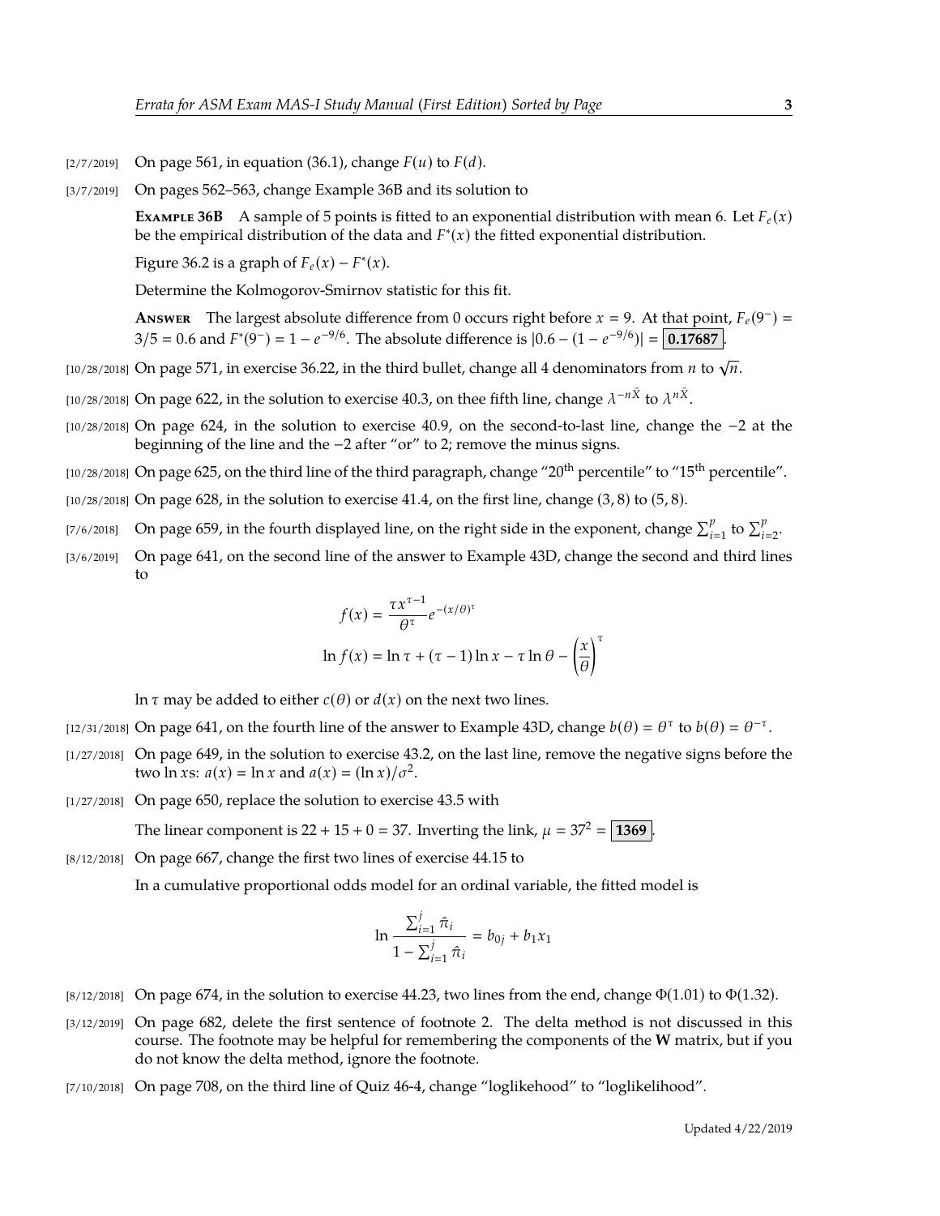[2/7/2019] On page 561, in equation (36.1), change $F(u)$ to $F(d)$.

[3/7/2019] On pages 562–563, change Example 36B and its solution to

**Example 36B** A sample of 5 points is fitted to an exponential distribution with mean 6. Let $F_e(x)$ be the empirical distribution of the data and $F^*(x)$ the fitted exponential distribution.

Figure 36.2 is a graph of $F_e(x) - F^*(x)$.

Determine the Kolmogorov-Smirnov statistic for this fit.

**Answer** The largest absolute difference from 0 occurs right before $x = 9$. At that point, $F_e(9^-) = 3/5 = 0.6$ and $F^*(9^-) = 1 - e^{-9/6}$. The absolute difference is $|0.6 - (1 - e^{-9/6})| = \boxed{0.17687}$.

[10/28/2018] On page 571, in exercise 36.22, in the third bullet, change all 4 denominators from $n$ to $\sqrt{n}$.

[10/28/2018] On page 622, in the solution to exercise 40.3, on thee fifth line, change $\lambda^{-n\bar{X}}$ to $\lambda^{n\bar{X}}$.

[10/28/2018] On page 624, in the solution to exercise 40.9, on the second-to-last line, change the −2 at the beginning of the line and the −2 after "or" to 2; remove the minus signs.

[10/28/2018] On page 625, on the third line of the third paragraph, change "20th percentile" to "15th percentile".

[10/28/2018] On page 628, in the solution to exercise 41.4, on the first line, change $(3, 8)$ to $(5, 8)$.

[7/6/2018] On page 659, in the fourth displayed line, on the right side in the exponent, change $\sum_{i=1}^{p}$ to $\sum_{i=2}^{p}$.

[3/6/2019] On page 641, on the second line of the answer to Example 43D, change the second and third lines to

$$f(x) = \frac{\tau x^{\tau-1}}{\theta^\tau} e^{-(x/\theta)^\tau}$$

$$\ln f(x) = \ln \tau + (\tau - 1)\ln x - \tau \ln \theta - \left(\frac{x}{\theta}\right)^\tau$$

$\ln \tau$ may be added to either $c(\theta)$ or $d(x)$ on the next two lines.

[12/31/2018] On page 641, on the fourth line of the answer to Example 43D, change $b(\theta) = \theta^\tau$ to $b(\theta) = \theta^{-\tau}$.

[1/27/2018] On page 649, in the solution to exercise 43.2, on the last line, remove the negative signs before the two $\ln x$s: $a(x) = \ln x$ and $a(x) = (\ln x)/\sigma^2$.

[1/27/2018] On page 650, replace the solution to exercise 43.5 with

The linear component is $22 + 15 + 0 = 37$. Inverting the link, $\mu = 37^2 = \boxed{1369}$.

[8/12/2018] On page 667, change the first two lines of exercise 44.15 to

In a cumulative proportional odds model for an ordinal variable, the fitted model is

$$\ln \frac{\sum_{i=1}^{j} \hat{\pi}_i}{1 - \sum_{i=1}^{j} \hat{\pi}_i} = b_{0j} + b_1 x_1$$

[8/12/2018] On page 674, in the solution to exercise 44.23, two lines from the end, change $\Phi(1.01)$ to $\Phi(1.32)$.

[3/12/2019] On page 682, delete the first sentence of footnote 2. The delta method is not discussed in this course. The footnote may be helpful for remembering the components of the **W** matrix, but if you do not know the delta method, ignore the footnote.

[7/10/2018] On page 708, on the third line of Quiz 46-4, change "loglikehood" to "loglikelihood".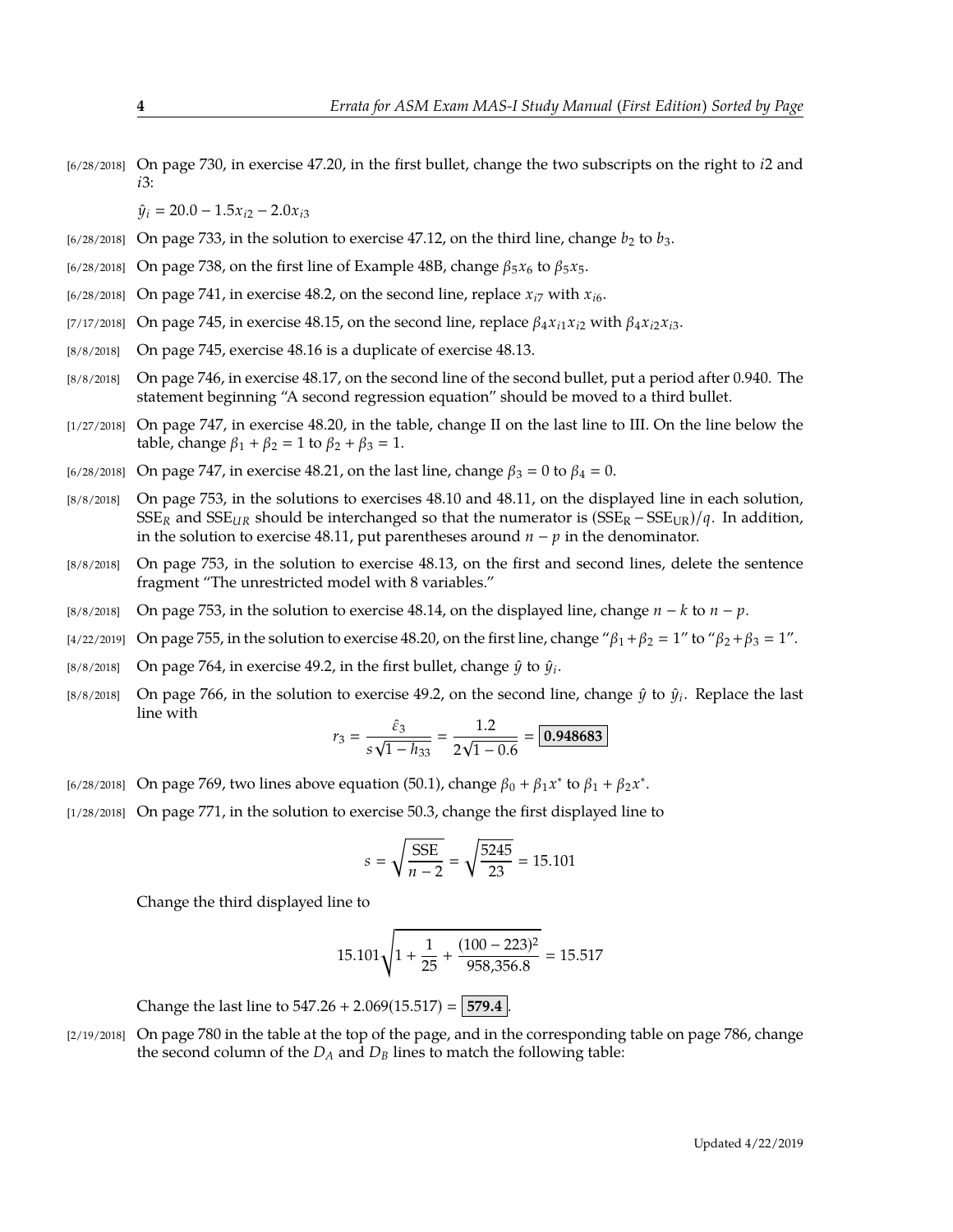[6/28/2018] On page 730, in exercise 47.20, in the first bullet, change the two subscripts on the right to $i2$ and $i3$:

$\hat{y}_i = 20.0 - 1.5x_{i2} - 2.0x_{i3}$

[6/28/2018] On page 733, in the solution to exercise 47.12, on the third line, change $b_2$ to $b_3$.

[6/28/2018] On page 738, on the first line of Example 48B, change $\beta_5 x_6$ to $\beta_5 x_5$.

[6/28/2018] On page 741, in exercise 48.2, on the second line, replace $x_{i7}$ with $x_{i6}$.

[7/17/2018] On page 745, in exercise 48.15, on the second line, replace $\beta_4 x_{i1} x_{i2}$ with $\beta_4 x_{i2} x_{i3}$.

[8/8/2018] On page 745, exercise 48.16 is a duplicate of exercise 48.13.

[8/8/2018] On page 746, in exercise 48.17, on the second line of the second bullet, put a period after 0.940. The statement beginning "A second regression equation" should be moved to a third bullet.

[1/27/2018] On page 747, in exercise 48.20, in the table, change II on the last line to III. On the line below the table, change $\beta_1 + \beta_2 = 1$ to $\beta_2 + \beta_3 = 1$.

[6/28/2018] On page 747, in exercise 48.21, on the last line, change $\beta_3 = 0$ to $\beta_4 = 0$.

[8/8/2018] On page 753, in the solutions to exercises 48.10 and 48.11, on the displayed line in each solution, $\text{SSE}_R$ and $\text{SSE}_{UR}$ should be interchanged so that the numerator is $(\text{SSE}_\text{R} - \text{SSE}_\text{UR})/q$. In addition, in the solution to exercise 48.11, put parentheses around $n - p$ in the denominator.

[8/8/2018] On page 753, in the solution to exercise 48.13, on the first and second lines, delete the sentence fragment "The unrestricted model with 8 variables."

[8/8/2018] On page 753, in the solution to exercise 48.14, on the displayed line, change $n - k$ to $n - p$.

[4/22/2019] On page 755, in the solution to exercise 48.20, on the first line, change "$\beta_1 + \beta_2 = 1$" to "$\beta_2 + \beta_3 = 1$".

[8/8/2018] On page 764, in exercise 49.2, in the first bullet, change $\hat{y}$ to $\hat{y}_i$.

[8/8/2018] On page 766, in the solution to exercise 49.2, on the second line, change $\hat{y}$ to $\hat{y}_i$. Replace the last line with

$$r_3 = \frac{\hat{\varepsilon}_3}{s\sqrt{1 - h_{33}}} = \frac{1.2}{2\sqrt{1 - 0.6}} = \boxed{\mathbf{0.948683}}$$

[6/28/2018] On page 769, two lines above equation (50.1), change $\beta_0 + \beta_1 x^*$ to $\beta_1 + \beta_2 x^*$.

[1/28/2018] On page 771, in the solution to exercise 50.3, change the first displayed line to

$$s = \sqrt{\frac{\text{SSE}}{n - 2}} = \sqrt{\frac{5245}{23}} = 15.101$$

Change the third displayed line to

$$15.101\sqrt{1 + \frac{1}{25} + \frac{(100 - 223)^2}{958{,}356.8}} = 15.517$$

Change the last line to $547.26 + 2.069(15.517) = \boxed{\mathbf{579.4}}$.

[2/19/2018] On page 780 in the table at the top of the page, and in the corresponding table on page 786, change the second column of the $D_A$ and $D_B$ lines to match the following table: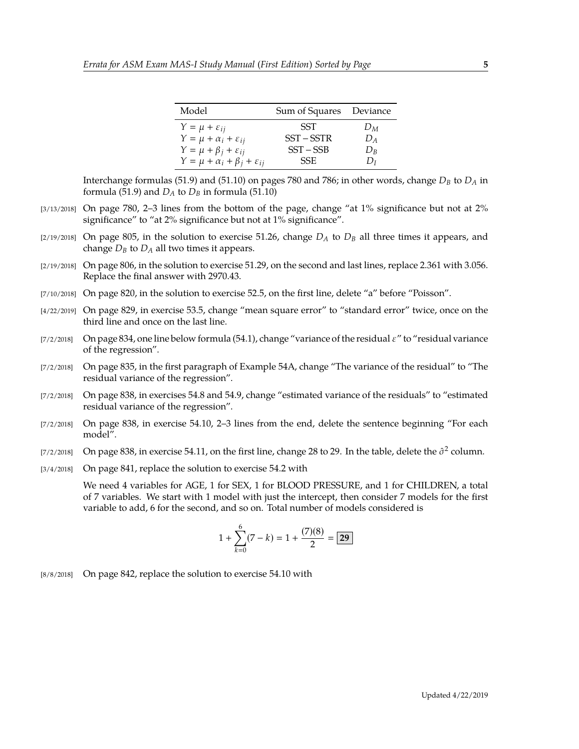| Model | Sum of Squares | Deviance |
|---|---|---|
| $Y = \mu + \varepsilon_{ij}$ | SST | $D_M$ |
| $Y = \mu + \alpha_i + \varepsilon_{ij}$ | SST − SSTR | $D_A$ |
| $Y = \mu + \beta_j + \varepsilon_{ij}$ | SST − SSB | $D_B$ |
| $Y = \mu + \alpha_i + \beta_j + \varepsilon_{ij}$ | SSE | $D_I$ |

Interchange formulas (51.9) and (51.10) on pages 780 and 786; in other words, change $D_B$ to $D_A$ in formula (51.9) and $D_A$ to $D_B$ in formula (51.10)

[3/13/2018] On page 780, 2–3 lines from the bottom of the page, change "at 1% significance but not at 2% significance" to "at 2% significance but not at 1% significance".

[2/19/2018] On page 805, in the solution to exercise 51.26, change $D_A$ to $D_B$ all three times it appears, and change $D_B$ to $D_A$ all two times it appears.

[2/19/2018] On page 806, in the solution to exercise 51.29, on the second and last lines, replace 2.361 with 3.056. Replace the final answer with 2970.43.

[7/10/2018] On page 820, in the solution to exercise 52.5, on the first line, delete "a" before "Poisson".

[4/22/2019] On page 829, in exercise 53.5, change "mean square error" to "standard error" twice, once on the third line and once on the last line.

[7/2/2018] On page 834, one line below formula (54.1), change "variance of the residual $\varepsilon$" to "residual variance of the regression".

[7/2/2018] On page 835, in the first paragraph of Example 54A, change "The variance of the residual" to "The residual variance of the regression".

[7/2/2018] On page 838, in exercises 54.8 and 54.9, change "estimated variance of the residuals" to "estimated residual variance of the regression".

[7/2/2018] On page 838, in exercise 54.10, 2–3 lines from the end, delete the sentence beginning "For each model".

[7/2/2018] On page 838, in exercise 54.11, on the first line, change 28 to 29. In the table, delete the $\hat{\sigma}^2$ column.

[3/4/2018] On page 841, replace the solution to exercise 54.2 with

We need 4 variables for AGE, 1 for SEX, 1 for BLOOD PRESSURE, and 1 for CHILDREN, a total of 7 variables. We start with 1 model with just the intercept, then consider 7 models for the first variable to add, 6 for the second, and so on. Total number of models considered is

$$1 + \sum_{k=0}^{6}(7-k) = 1 + \frac{(7)(8)}{2} = \boxed{\mathbf{29}}$$

[8/8/2018] On page 842, replace the solution to exercise 54.10 with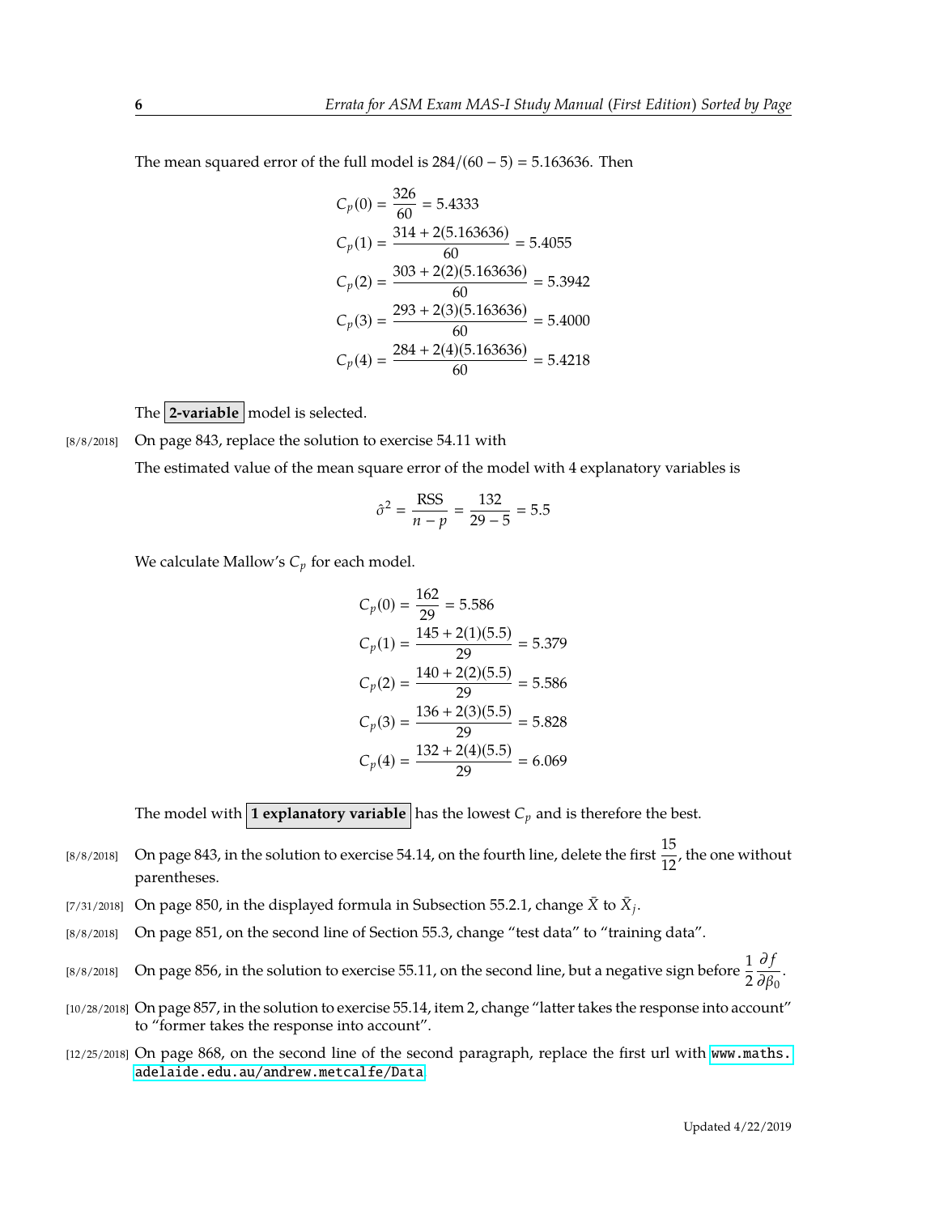The mean squared error of the full model is $284/(60-5) = 5.163636$. Then

$$
\begin{aligned}
C_p(0) &= \frac{326}{60} = 5.4333 \\
C_p(1) &= \frac{314 + 2(5.163636)}{60} = 5.4055 \\
C_p(2) &= \frac{303 + 2(2)(5.163636)}{60} = 5.3942 \\
C_p(3) &= \frac{293 + 2(3)(5.163636)}{60} = 5.4000 \\
C_p(4) &= \frac{284 + 2(4)(5.163636)}{60} = 5.4218
\end{aligned}
$$

The **2-variable** model is selected.

[8/8/2018] On page 843, replace the solution to exercise 54.11 with

The estimated value of the mean square error of the model with 4 explanatory variables is

$$
\hat{\sigma}^2 = \frac{\text{RSS}}{n-p} = \frac{132}{29-5} = 5.5
$$

We calculate Mallow's $C_p$ for each model.

$$
\begin{aligned}
C_p(0) &= \frac{162}{29} = 5.586 \\
C_p(1) &= \frac{145 + 2(1)(5.5)}{29} = 5.379 \\
C_p(2) &= \frac{140 + 2(2)(5.5)}{29} = 5.586 \\
C_p(3) &= \frac{136 + 2(3)(5.5)}{29} = 5.828 \\
C_p(4) &= \frac{132 + 2(4)(5.5)}{29} = 6.069
\end{aligned}
$$

The model with **1 explanatory variable** has the lowest $C_p$ and is therefore the best.

[8/8/2018] On page 843, in the solution to exercise 54.14, on the fourth line, delete the first $\frac{15}{12}$, the one without parentheses.

[7/31/2018] On page 850, in the displayed formula in Subsection 55.2.1, change $\bar{X}$ to $\bar{X}_j$.

[8/8/2018] On page 851, on the second line of Section 55.3, change "test data" to "training data".

[8/8/2018] On page 856, in the solution to exercise 55.11, on the second line, but a negative sign before $\frac{1}{2}\frac{\partial f}{\partial \beta_0}$.

[10/28/2018] On page 857, in the solution to exercise 55.14, item 2, change "latter takes the response into account" to "former takes the response into account".

[12/25/2018] On page 868, on the second line of the second paragraph, replace the first url with www.maths.adelaide.edu.au/andrew.metcalfe/Data

Updated 4/22/2019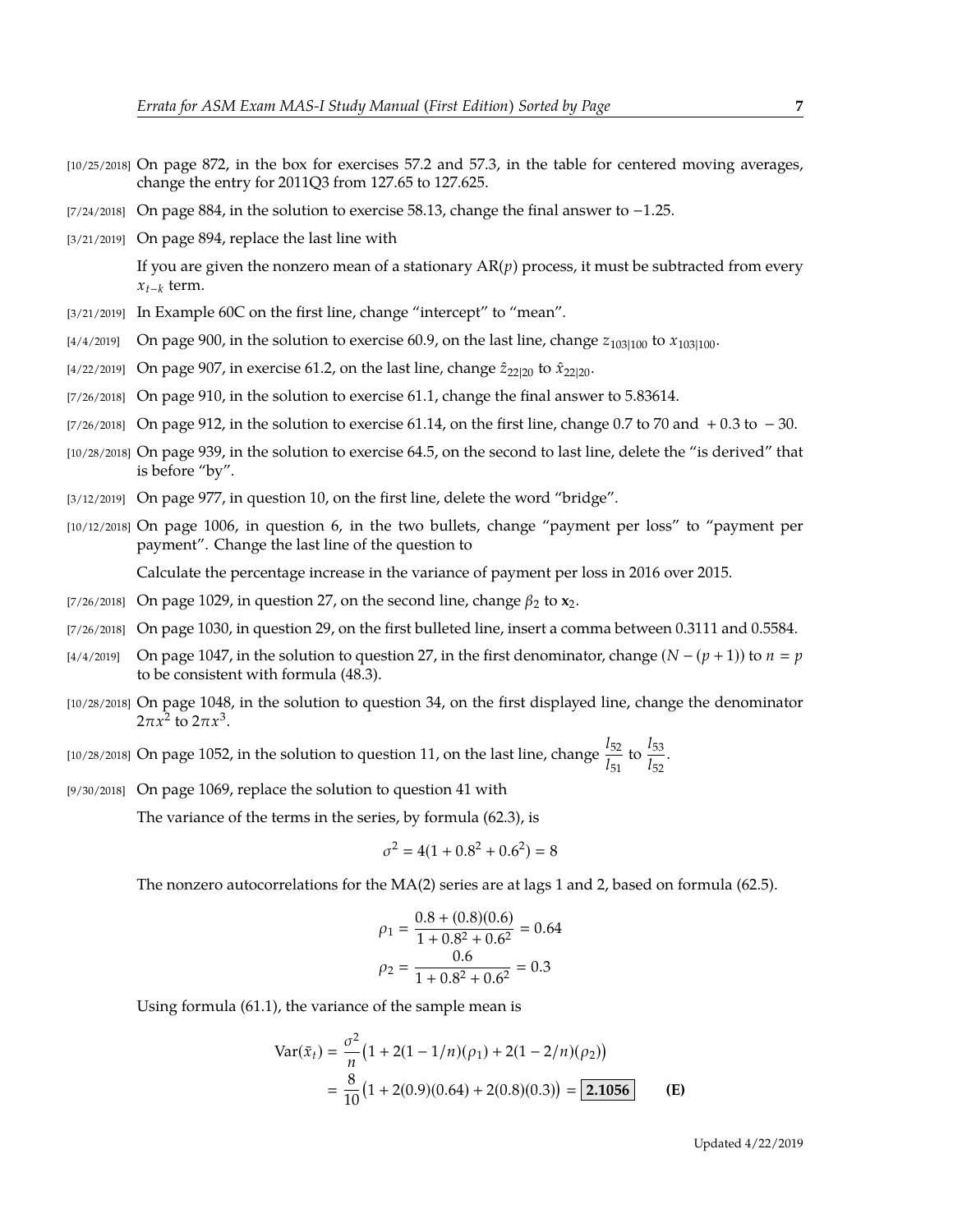[10/25/2018] On page 872, in the box for exercises 57.2 and 57.3, in the table for centered moving averages, change the entry for 2011Q3 from 127.65 to 127.625.

[7/24/2018] On page 884, in the solution to exercise 58.13, change the final answer to −1.25.

[3/21/2019] On page 894, replace the last line with

If you are given the nonzero mean of a stationary AR($p$) process, it must be subtracted from every $x_{t-k}$ term.

[3/21/2019] In Example 60C on the first line, change "intercept" to "mean".

[4/4/2019] On page 900, in the solution to exercise 60.9, on the last line, change $z_{103|100}$ to $x_{103|100}$.

[4/22/2019] On page 907, in exercise 61.2, on the last line, change $\hat{z}_{22|20}$ to $\hat{x}_{22|20}$.

[7/26/2018] On page 910, in the solution to exercise 61.1, change the final answer to 5.83614.

[7/26/2018] On page 912, in the solution to exercise 61.14, on the first line, change 0.7 to 70 and $+0.3$ to $-30$.

[10/28/2018] On page 939, in the solution to exercise 64.5, on the second to last line, delete the "is derived" that is before "by".

[3/12/2019] On page 977, in question 10, on the first line, delete the word "bridge".

[10/12/2018] On page 1006, in question 6, in the two bullets, change "payment per loss" to "payment per payment". Change the last line of the question to

Calculate the percentage increase in the variance of payment per loss in 2016 over 2015.

[7/26/2018] On page 1029, in question 27, on the second line, change $\beta_2$ to $\mathbf{x}_2$.

[7/26/2018] On page 1030, in question 29, on the first bulleted line, insert a comma between 0.3111 and 0.5584.

[4/4/2019] On page 1047, in the solution to question 27, in the first denominator, change $(N-(p+1))$ to $n=p$ to be consistent with formula (48.3).

[10/28/2018] On page 1048, in the solution to question 34, on the first displayed line, change the denominator $2\pi x^2$ to $2\pi x^3$.

[10/28/2018] On page 1052, in the solution to question 11, on the last line, change $\dfrac{l_{52}}{l_{51}}$ to $\dfrac{l_{53}}{l_{52}}$.

[9/30/2018] On page 1069, replace the solution to question 41 with

The variance of the terms in the series, by formula (62.3), is

$$\sigma^2 = 4(1 + 0.8^2 + 0.6^2) = 8$$

The nonzero autocorrelations for the MA(2) series are at lags 1 and 2, based on formula (62.5).

$$\rho_1 = \frac{0.8 + (0.8)(0.6)}{1 + 0.8^2 + 0.6^2} = 0.64$$
$$\rho_2 = \frac{0.6}{1 + 0.8^2 + 0.6^2} = 0.3$$

Using formula (61.1), the variance of the sample mean is

$$\begin{aligned}\operatorname{Var}(\bar{x}_t) &= \frac{\sigma^2}{n}\big(1 + 2(1-1/n)(\rho_1) + 2(1-2/n)(\rho_2)\big)\\ &= \frac{8}{10}\big(1 + 2(0.9)(0.64) + 2(0.8)(0.3)\big) = \boxed{\mathbf{2.1056}} \qquad \textbf{(E)}\end{aligned}$$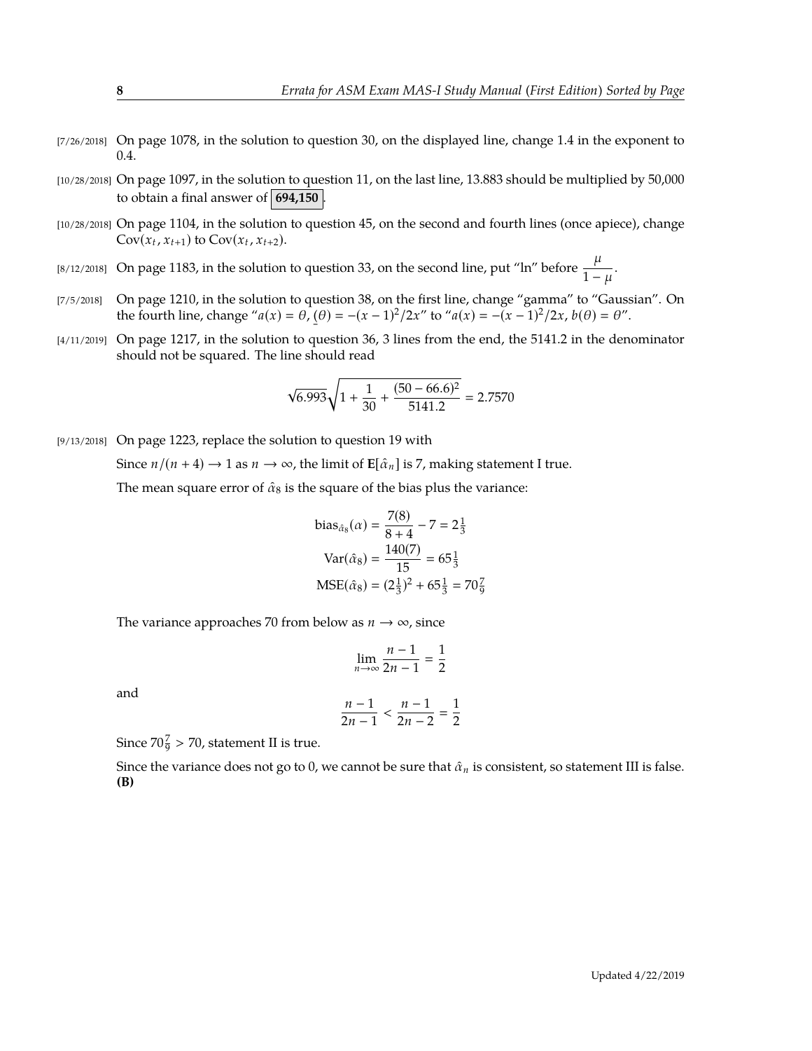[7/26/2018] On page 1078, in the solution to question 30, on the displayed line, change 1.4 in the exponent to 0.4.

[10/28/2018] On page 1097, in the solution to question 11, on the last line, 13.883 should be multiplied by 50,000 to obtain a final answer of **694,150**.

[10/28/2018] On page 1104, in the solution to question 45, on the second and fourth lines (once apiece), change $\mathrm{Cov}(x_t, x_{t+1})$ to $\mathrm{Cov}(x_t, x_{t+2})$.

[8/12/2018] On page 1183, in the solution to question 33, on the second line, put "ln" before $\dfrac{\mu}{1-\mu}$.

[7/5/2018] On page 1210, in the solution to question 38, on the first line, change "gamma" to "Gaussian". On the fourth line, change "$a(x) = \theta$, $(\theta) = -(x-1)^2/2x$" to "$a(x) = -(x-1)^2/2x$, $b(\theta) = \theta$".

[4/11/2019] On page 1217, in the solution to question 36, 3 lines from the end, the 5141.2 in the denominator should not be squared. The line should read

$$\sqrt{6.993}\sqrt{1 + \frac{1}{30} + \frac{(50-66.6)^2}{5141.2}} = 2.7570$$

[9/13/2018] On page 1223, replace the solution to question 19 with

Since $n/(n+4) \to 1$ as $n \to \infty$, the limit of $\mathbf{E}[\hat{\alpha}_n]$ is 7, making statement I true.

The mean square error of $\hat{\alpha}_8$ is the square of the bias plus the variance:

$$\mathrm{bias}_{\hat{\alpha}_8}(\alpha) = \frac{7(8)}{8+4} - 7 = 2\tfrac{1}{3}$$

$$\mathrm{Var}(\hat{\alpha}_8) = \frac{140(7)}{15} = 65\tfrac{1}{3}$$

$$\mathrm{MSE}(\hat{\alpha}_8) = (2\tfrac{1}{3})^2 + 65\tfrac{1}{3} = 70\tfrac{7}{9}$$

The variance approaches 70 from below as $n \to \infty$, since

$$\lim_{n\to\infty} \frac{n-1}{2n-1} = \frac{1}{2}$$

and

$$\frac{n-1}{2n-1} < \frac{n-1}{2n-2} = \frac{1}{2}$$

Since $70\frac{7}{9} > 70$, statement II is true.

Since the variance does not go to 0, we cannot be sure that $\hat{\alpha}_n$ is consistent, so statement III is false. **(B)**